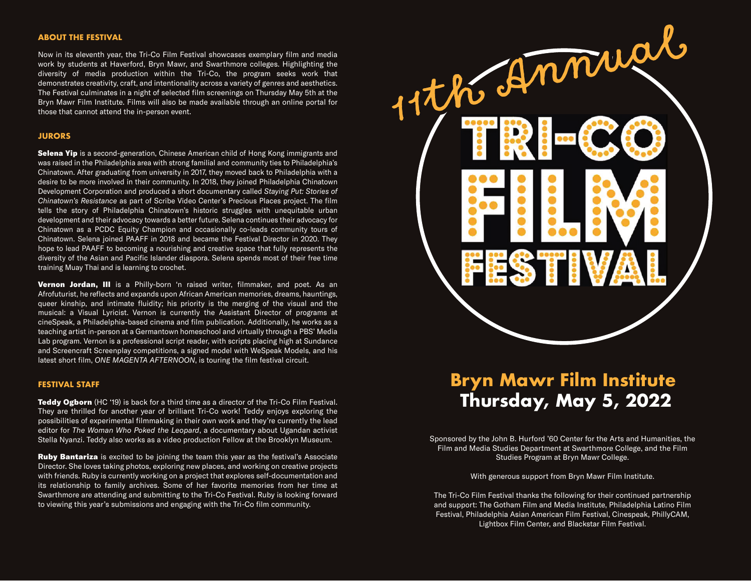## ABOUT THE FESTIVAL

Now in its eleventh year, the Tri-Co Film Festival showcases exemplary film and media work by students at Haverford, Bryn Mawr, and Swarthmore colleges. Highlighting the diversity of media production within the Tri-Co, the program seeks work that demonstrates creativity, craft, and intentionality across a variety of genres and aesthetics. The Festival culminates in a night of selected film screenings on Thursday May 5th at the Bryn Mawr Film Institute. Films will also be made available through an online portal for those that cannot attend the in-person event.

## JURORS

**Selena Yip** is a second-generation, Chinese American child of Hong Kong immigrants and was raised in the Philadelphia area with strong familial and community ties to Philadelphia's Chinatown. After graduating from university in 2017, they moved back to Philadelphia with a desire to be more involved in their community. In 2018, they joined Philadelphia Chinatown Development Corporation and produced a short documentary called *Staying Put: Stories of Chinatown's Resistance* as part of Scribe Video Center's Precious Places project. The film tells the story of Philadelphia Chinatown's historic struggles with unequitable urban development and their advocacy towards a better future. Selena continues their advocacy for Chinatown as a PCDC Equity Champion and occasionally co-leads community tours of Chinatown. Selena joined PAAFF in 2018 and became the Festival Director in 2020. They hope to lead PAAFF to becoming a nourishing and creative space that fully represents the diversity of the Asian and Pacific Islander diaspora. Selena spends most of their free time training Muay Thai and is learning to crochet.

**Vernon Jordan, III** is a Philly-born 'n raised writer, filmmaker, and poet. As an Afrofuturist, he reflects and expands upon African American memories, dreams, hauntings, queer kinship, and intimate fluidity; his priority is the merging of the visual and the musical: a Visual Lyricist. Vernon is currently the Assistant Director of programs at cineSpeak, a Philadelphia-based cinema and film publication. Additionally, he works as a teaching artist in-person at a Germantown homeschool and virtually through a PBS' Media Lab program. Vernon is a professional script reader, with scripts placing high at Sundance and Screencraft Screenplay competitions, a signed model with WeSpeak Models, and his latest short film, *ONE MAGENTA AFTERNOON*, is touring the film festival circuit.

## FESTIVAL STAFF

**Teddy Ogborn** (HC '19) is back for a third time as a director of the Tri-Co Film Festival. They are thrilled for another year of brilliant Tri-Co work! Teddy enjoys exploring the possibilities of experimental filmmaking in their own work and they're currently the lead editor for *The Woman Who Poked the Leopard*, a documentary about Ugandan activist Stella Nyanzi. Teddy also works as a video production Fellow at the Brooklyn Museum.

**Ruby Bantariza** is excited to be joining the team this year as the festival's Associate Director. She loves taking photos, exploring new places, and working on creative projects with friends. Ruby is currently working on a project that explores self-documentation and its relationship to family archives. Some of her favorite memories from her time at Swarthmore are attending and submitting to the Tri-Co Festival. Ruby is looking forward to viewing this year's submissions and engaging with the Tri-Co film community.

# 11th Annual TRI-CO FILM FESTIVAL

## Bryn Mawr Film Institute
## Thursday, May 5, 2022

Sponsored by the John B. Hurford '60 Center for the Arts and Humanities, the Film and Media Studies Department at Swarthmore College, and the Film Studies Program at Bryn Mawr College.

With generous support from Bryn Mawr Film Institute.

The Tri-Co Film Festival thanks the following for their continued partnership and support: The Gotham Film and Media Institute, Philadelphia Latino Film Festival, Philadelphia Asian American Film Festival, Cinespeak, PhillyCAM, Lightbox Film Center, and Blackstar Film Festival.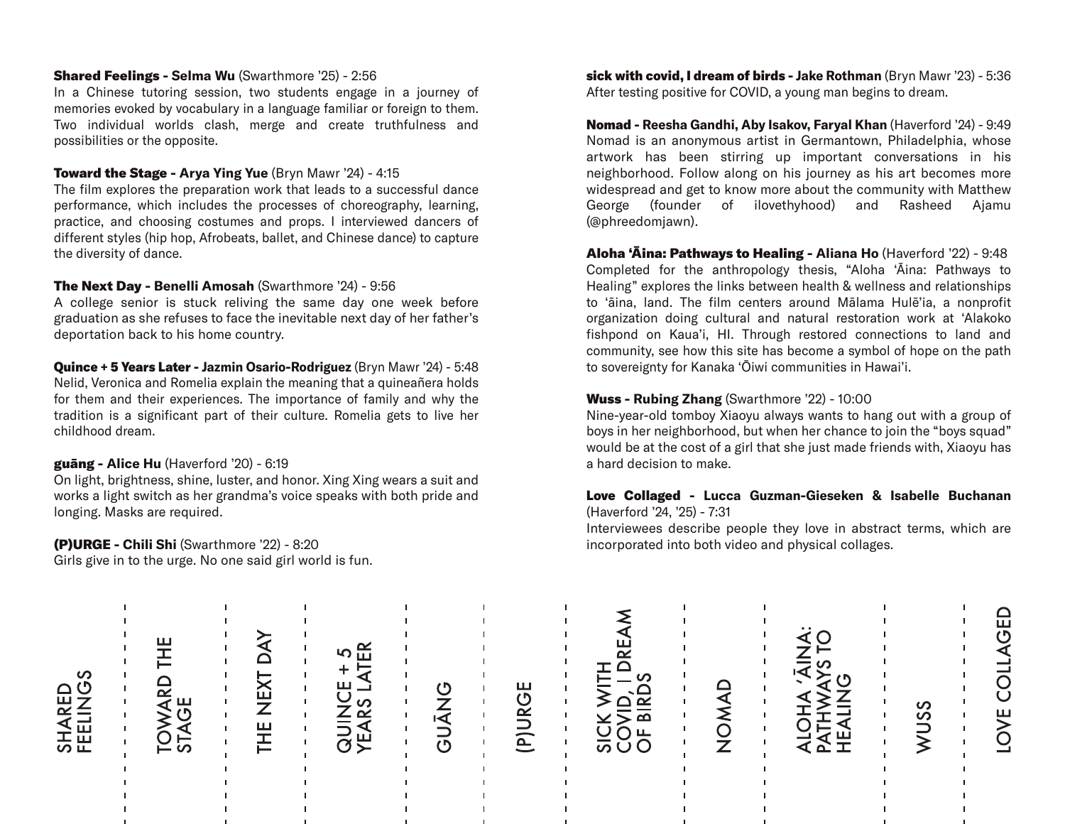**Shared Feelings - Selma Wu** (Swarthmore '25) - 2:56
In a Chinese tutoring session, two students engage in a journey of memories evoked by vocabulary in a language familiar or foreign to them. Two individual worlds clash, merge and create truthfulness and possibilities or the opposite.

**Toward the Stage - Arya Ying Yue** (Bryn Mawr '24) - 4:15
The film explores the preparation work that leads to a successful dance performance, which includes the processes of choreography, learning, practice, and choosing costumes and props. I interviewed dancers of different styles (hip hop, Afrobeats, ballet, and Chinese dance) to capture the diversity of dance.

**The Next Day - Benelli Amosah** (Swarthmore '24) - 9:56
A college senior is stuck reliving the same day one week before graduation as she refuses to face the inevitable next day of her father's deportation back to his home country.

**Quince + 5 Years Later - Jazmin Osario-Rodriguez** (Bryn Mawr '24) - 5:48
Nelid, Veronica and Romelia explain the meaning that a quineañera holds for them and their experiences. The importance of family and why the tradition is a significant part of their culture. Romelia gets to live her childhood dream.

**guāng - Alice Hu** (Haverford '20) - 6:19
On light, brightness, shine, luster, and honor. Xing Xing wears a suit and works a light switch as her grandma's voice speaks with both pride and longing. Masks are required.

**(P)URGE - Chili Shi** (Swarthmore '22) - 8:20
Girls give in to the urge. No one said girl world is fun.

**sick with covid, I dream of birds - Jake Rothman** (Bryn Mawr '23) - 5:36
After testing positive for COVID, a young man begins to dream.

**Nomad - Reesha Gandhi, Aby Isakov, Faryal Khan** (Haverford '24) - 9:49
Nomad is an anonymous artist in Germantown, Philadelphia, whose artwork has been stirring up important conversations in his neighborhood. Follow along on his journey as his art becomes more widespread and get to know more about the community with Matthew George (founder of ilovethyhood) and Rasheed Ajamu (@phreedomjawn).

**Aloha ʻĀina: Pathways to Healing - Aliana Ho** (Haverford '22) - 9:48
Completed for the anthropology thesis, "Aloha ʻĀina: Pathways to Healing" explores the links between health & wellness and relationships to ʻāina, land. The film centers around Mālama Hulēʻia, a nonprofit organization doing cultural and natural restoration work at ʻAlakoko fishpond on Kauaʻi, HI. Through restored connections to land and community, see how this site has become a symbol of hope on the path to sovereignty for Kanaka ʻŌiwi communities in Hawaiʻi.

**Wuss - Rubing Zhang** (Swarthmore '22) - 10:00
Nine-year-old tomboy Xiaoyu always wants to hang out with a group of boys in her neighborhood, but when her chance to join the "boys squad" would be at the cost of a girl that she just made friends with, Xiaoyu has a hard decision to make.

**Love Collaged - Lucca Guzman-Gieseken & Isabelle Buchanan** (Haverford '24, '25) - 7:31
Interviewees describe people they love in abstract terms, which are incorporated into both video and physical collages.

SHARED FEELINGS

TOWARD THE STAGE

THE NEXT DAY

QUINCE + 5 YEARS LATER

GUĀNG

(P)URGE

SICK WITH COVID, I DREAM OF BIRDS

NOMAD

ALOHA ʻĀINA: PATHWAYS TO HEALING

WUSS

LOVE COLLAGED